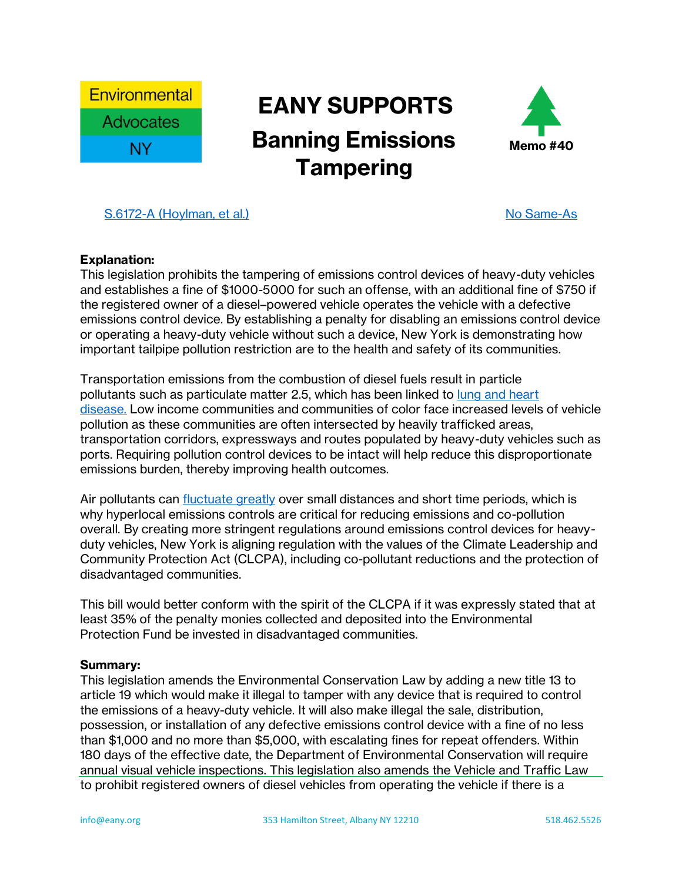Environmental Advocates NY

# EANY SUPPORTS

## Banning Emissions Tampering

**Memo #40**

[S.6172-A (Hoylman, et al.)](#) [No Same-As](#)

**Explanation:**

This legislation prohibits the tampering of emissions control devices of heavy-duty vehicles and establishes a fine of $1000-5000 for such an offense, with an additional fine of $750 if the registered owner of a diesel–powered vehicle operates the vehicle with a defective emissions control device. By establishing a penalty for disabling an emissions control device or operating a heavy-duty vehicle without such a device, New York is demonstrating how important tailpipe pollution restriction are to the health and safety of its communities.

Transportation emissions from the combustion of diesel fuels result in particle pollutants such as particulate matter 2.5, which has been linked to lung and heart disease. Low income communities and communities of color face increased levels of vehicle pollution as these communities are often intersected by heavily trafficked areas, transportation corridors, expressways and routes populated by heavy-duty vehicles such as ports. Requiring pollution control devices to be intact will help reduce this disproportionate emissions burden, thereby improving health outcomes.

Air pollutants can fluctuate greatly over small distances and short time periods, which is why hyperlocal emissions controls are critical for reducing emissions and co-pollution overall. By creating more stringent regulations around emissions control devices for heavy-duty vehicles, New York is aligning regulation with the values of the Climate Leadership and Community Protection Act (CLCPA), including co-pollutant reductions and the protection of disadvantaged communities.

This bill would better conform with the spirit of the CLCPA if it was expressly stated that at least 35% of the penalty monies collected and deposited into the Environmental Protection Fund be invested in disadvantaged communities.

**Summary:**

This legislation amends the Environmental Conservation Law by adding a new title 13 to article 19 which would make it illegal to tamper with any device that is required to control the emissions of a heavy-duty vehicle. It will also make illegal the sale, distribution, possession, or installation of any defective emissions control device with a fine of no less than $1,000 and no more than $5,000, with escalating fines for repeat offenders. Within 180 days of the effective date, the Department of Environmental Conservation will require annual visual vehicle inspections. This legislation also amends the Vehicle and Traffic Law to prohibit registered owners of diesel vehicles from operating the vehicle if there is a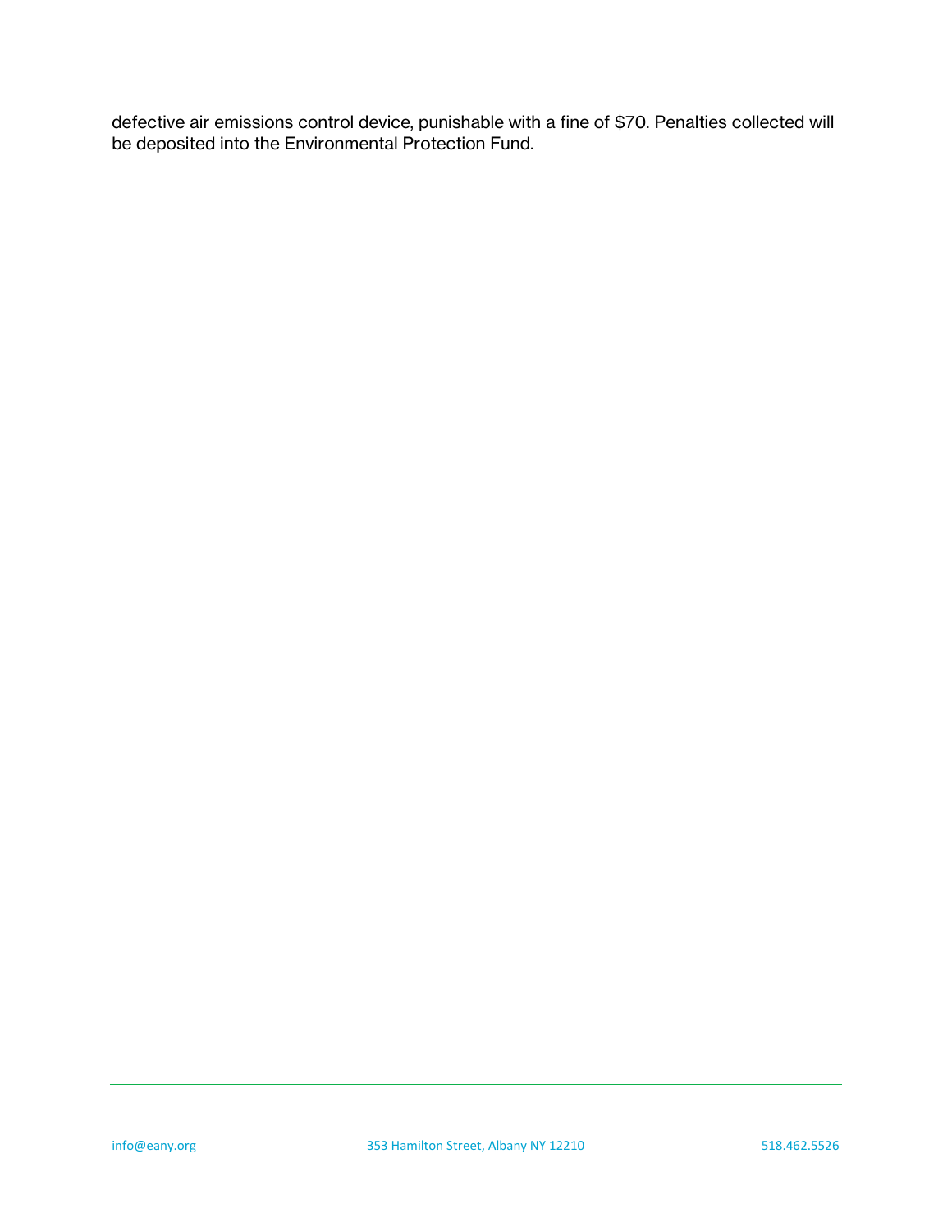defective air emissions control device, punishable with a fine of $70. Penalties collected will be deposited into the Environmental Protection Fund.